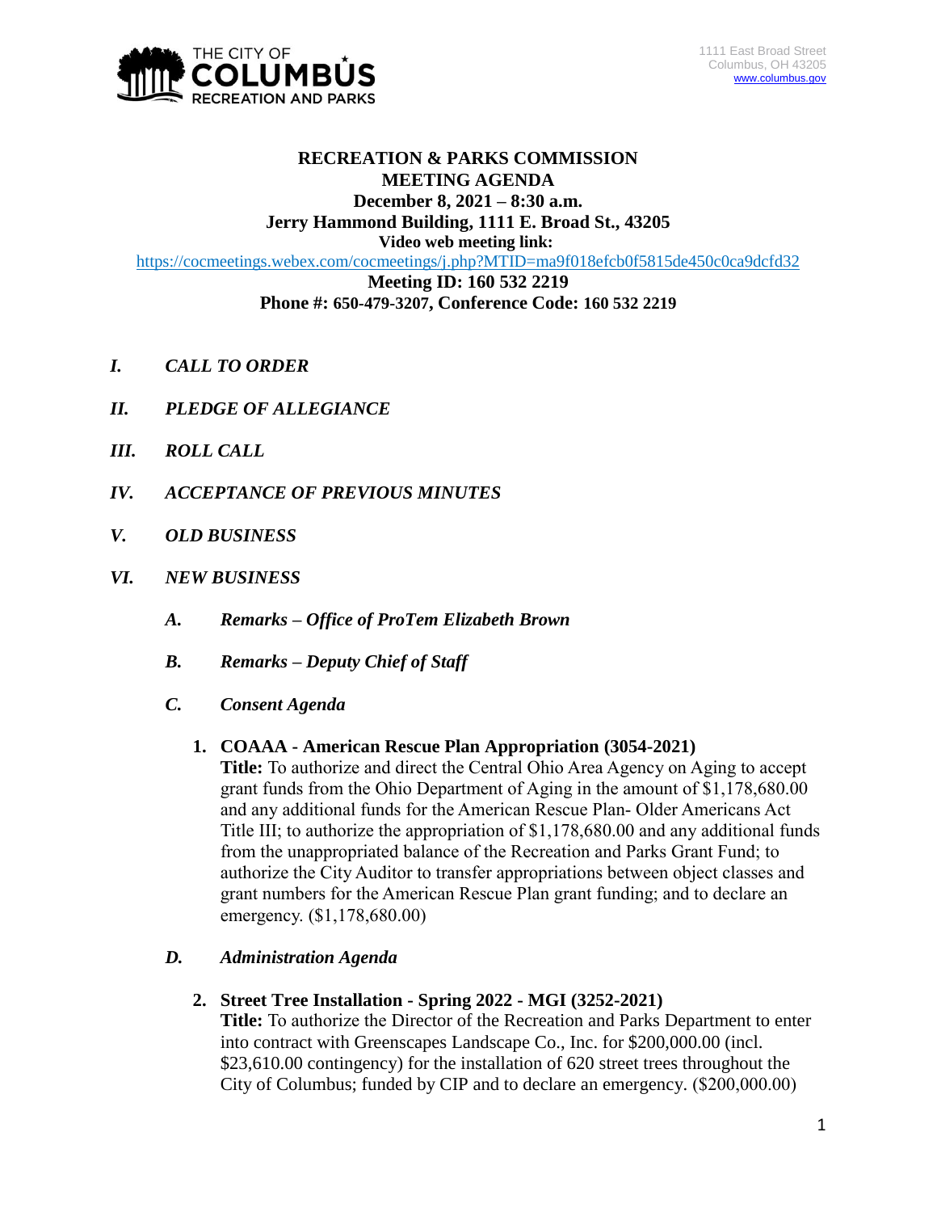THE CITY OF COLUMBUS RECREATION AND PARKS

1111 East Broad Street
Columbus, OH 43205
www.columbus.gov

# RECREATION & PARKS COMMISSION MEETING AGENDA

**December 8, 2021 – 8:30 a.m.**
**Jerry Hammond Building, 1111 E. Broad St., 43205**
**Video web meeting link:**
https://cocmeetings.webex.com/cocmeetings/j.php?MTID=ma9f018efcb0f5815de450c0ca9dcfd32
**Meeting ID: 160 532 2219**
**Phone #: 650-479-3207, Conference Code: 160 532 2219**

***I. CALL TO ORDER***

***II. PLEDGE OF ALLEGIANCE***

***III. ROLL CALL***

***IV. ACCEPTANCE OF PREVIOUS MINUTES***

***V. OLD BUSINESS***

***VI. NEW BUSINESS***

***A. Remarks – Office of ProTem Elizabeth Brown***

***B. Remarks – Deputy Chief of Staff***

***C. Consent Agenda***

**1. COAAA - American Rescue Plan Appropriation (3054-2021)**
**Title:** To authorize and direct the Central Ohio Area Agency on Aging to accept grant funds from the Ohio Department of Aging in the amount of $1,178,680.00 and any additional funds for the American Rescue Plan- Older Americans Act Title III; to authorize the appropriation of $1,178,680.00 and any additional funds from the unappropriated balance of the Recreation and Parks Grant Fund; to authorize the City Auditor to transfer appropriations between object classes and grant numbers for the American Rescue Plan grant funding; and to declare an emergency. ($1,178,680.00)

***D. Administration Agenda***

**2. Street Tree Installation - Spring 2022 - MGI (3252-2021)**
**Title:** To authorize the Director of the Recreation and Parks Department to enter into contract with Greenscapes Landscape Co., Inc. for $200,000.00 (incl. $23,610.00 contingency) for the installation of 620 street trees throughout the City of Columbus; funded by CIP and to declare an emergency. ($200,000.00)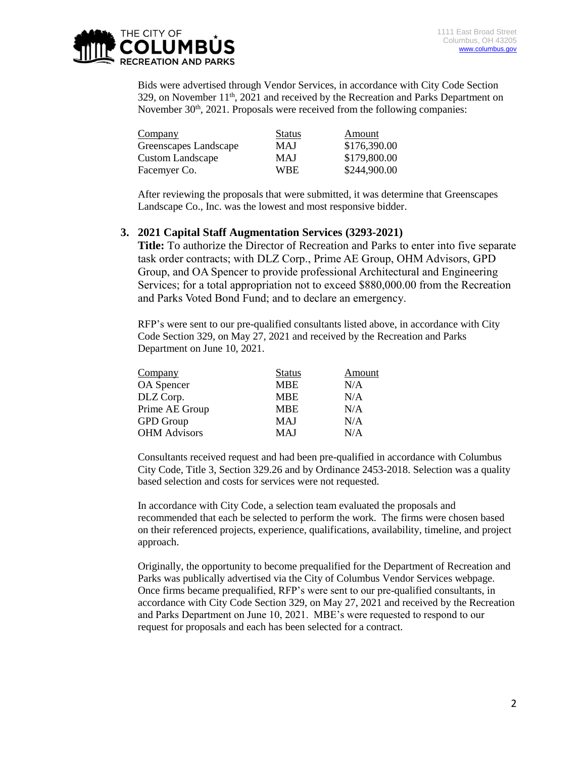Bids were advertised through Vendor Services, in accordance with City Code Section 329, on November 11th, 2021 and received by the Recreation and Parks Department on November 30th, 2021. Proposals were received from the following companies:

| Company | Status | Amount |
|---|---|---|
| Greenscapes Landscape | MAJ | $176,390.00 |
| Custom Landscape | MAJ | $179,800.00 |
| Facemyer Co. | WBE | $244,900.00 |

After reviewing the proposals that were submitted, it was determine that Greenscapes Landscape Co., Inc. was the lowest and most responsive bidder.

**3. 2021 Capital Staff Augmentation Services (3293-2021)**

**Title:** To authorize the Director of Recreation and Parks to enter into five separate task order contracts; with DLZ Corp., Prime AE Group, OHM Advisors, GPD Group, and OA Spencer to provide professional Architectural and Engineering Services; for a total appropriation not to exceed $880,000.00 from the Recreation and Parks Voted Bond Fund; and to declare an emergency.

RFP's were sent to our pre-qualified consultants listed above, in accordance with City Code Section 329, on May 27, 2021 and received by the Recreation and Parks Department on June 10, 2021.

| Company | Status | Amount |
|---|---|---|
| OA Spencer | MBE | N/A |
| DLZ Corp. | MBE | N/A |
| Prime AE Group | MBE | N/A |
| GPD Group | MAJ | N/A |
| OHM Advisors | MAJ | N/A |

Consultants received request and had been pre-qualified in accordance with Columbus City Code, Title 3, Section 329.26 and by Ordinance 2453-2018. Selection was a quality based selection and costs for services were not requested.

In accordance with City Code, a selection team evaluated the proposals and recommended that each be selected to perform the work. The firms were chosen based on their referenced projects, experience, qualifications, availability, timeline, and project approach.

Originally, the opportunity to become prequalified for the Department of Recreation and Parks was publically advertised via the City of Columbus Vendor Services webpage. Once firms became prequalified, RFP's were sent to our pre-qualified consultants, in accordance with City Code Section 329, on May 27, 2021 and received by the Recreation and Parks Department on June 10, 2021. MBE's were requested to respond to our request for proposals and each has been selected for a contract.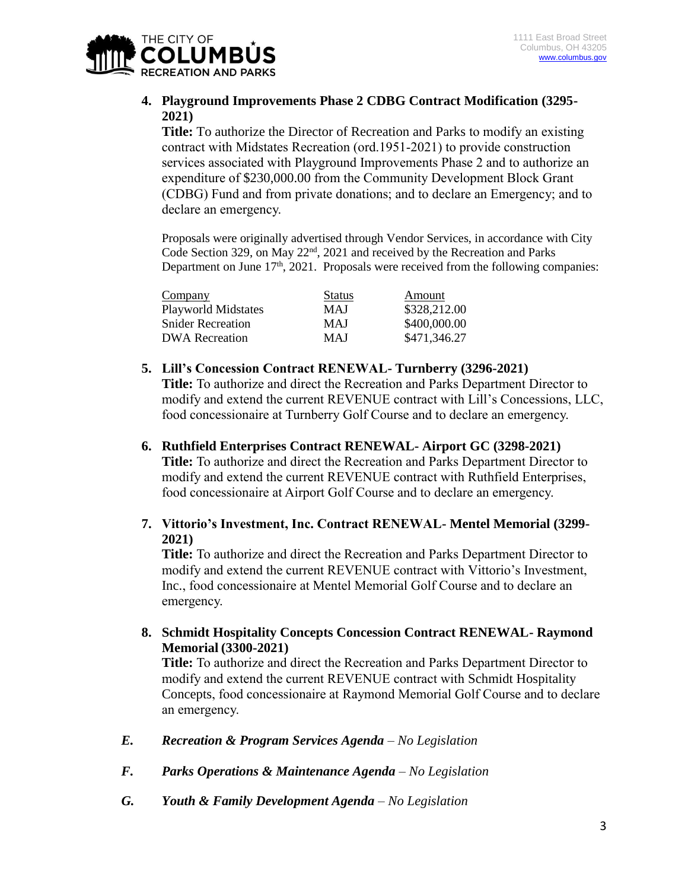4. **Playground Improvements Phase 2 CDBG Contract Modification (3295-2021)**
   **Title:** To authorize the Director of Recreation and Parks to modify an existing contract with Midstates Recreation (ord.1951-2021) to provide construction services associated with Playground Improvements Phase 2 and to authorize an expenditure of $230,000.00 from the Community Development Block Grant (CDBG) Fund and from private donations; and to declare an Emergency; and to declare an emergency.

   Proposals were originally advertised through Vendor Services, in accordance with City Code Section 329, on May 22nd, 2021 and received by the Recreation and Parks Department on June 17th, 2021. Proposals were received from the following companies:

   | Company | Status | Amount |
   |---|---|---|
   | Playworld Midstates | MAJ | $328,212.00 |
   | Snider Recreation | MAJ | $400,000.00 |
   | DWA Recreation | MAJ | $471,346.27 |

5. **Lill's Concession Contract RENEWAL- Turnberry (3296-2021)**
   **Title:** To authorize and direct the Recreation and Parks Department Director to modify and extend the current REVENUE contract with Lill's Concessions, LLC, food concessionaire at Turnberry Golf Course and to declare an emergency.

6. **Ruthfield Enterprises Contract RENEWAL- Airport GC (3298-2021)**
   **Title:** To authorize and direct the Recreation and Parks Department Director to modify and extend the current REVENUE contract with Ruthfield Enterprises, food concessionaire at Airport Golf Course and to declare an emergency.

7. **Vittorio's Investment, Inc. Contract RENEWAL- Mentel Memorial (3299-2021)**
   **Title:** To authorize and direct the Recreation and Parks Department Director to modify and extend the current REVENUE contract with Vittorio's Investment, Inc., food concessionaire at Mentel Memorial Golf Course and to declare an emergency.

8. **Schmidt Hospitality Concepts Concession Contract RENEWAL- Raymond Memorial (3300-2021)**
   **Title:** To authorize and direct the Recreation and Parks Department Director to modify and extend the current REVENUE contract with Schmidt Hospitality Concepts, food concessionaire at Raymond Memorial Golf Course and to declare an emergency.

***E. Recreation & Program Services Agenda** – No Legislation*

***F. Parks Operations & Maintenance Agenda** – No Legislation*

***G. Youth & Family Development Agenda** – No Legislation*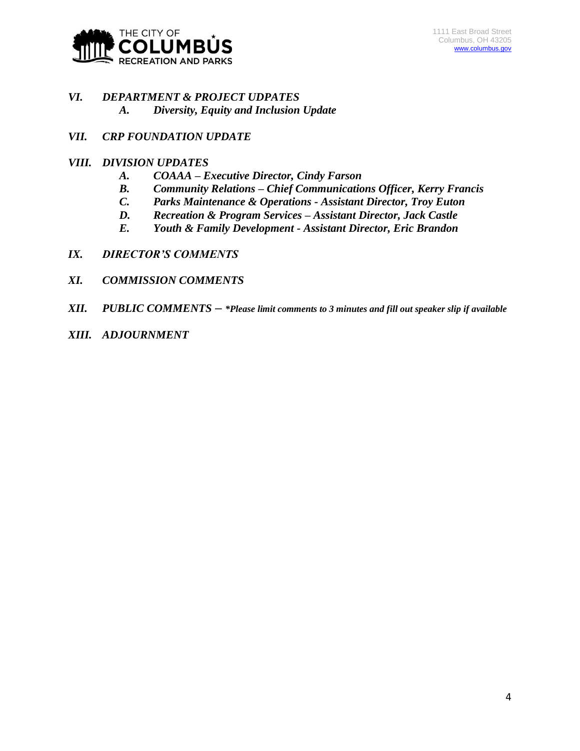THE CITY OF COLUMBUS RECREATION AND PARKS

1111 East Broad Street
Columbus, OH 43205
www.columbus.gov

***VI. DEPARTMENT & PROJECT UDPATES***

- ***A. Diversity, Equity and Inclusion Update***

***VII. CRP FOUNDATION UPDATE***

***VIII. DIVISION UPDATES***

- ***A. COAAA – Executive Director, Cindy Farson***
- ***B. Community Relations – Chief Communications Officer, Kerry Francis***
- ***C. Parks Maintenance & Operations - Assistant Director, Troy Euton***
- ***D. Recreation & Program Services – Assistant Director, Jack Castle***
- ***E. Youth & Family Development - Assistant Director, Eric Brandon***

***IX. DIRECTOR'S COMMENTS***

***XI. COMMISSION COMMENTS***

***XII. PUBLIC COMMENTS – \*Please limit comments to 3 minutes and fill out speaker slip if available***

***XIII. ADJOURNMENT***